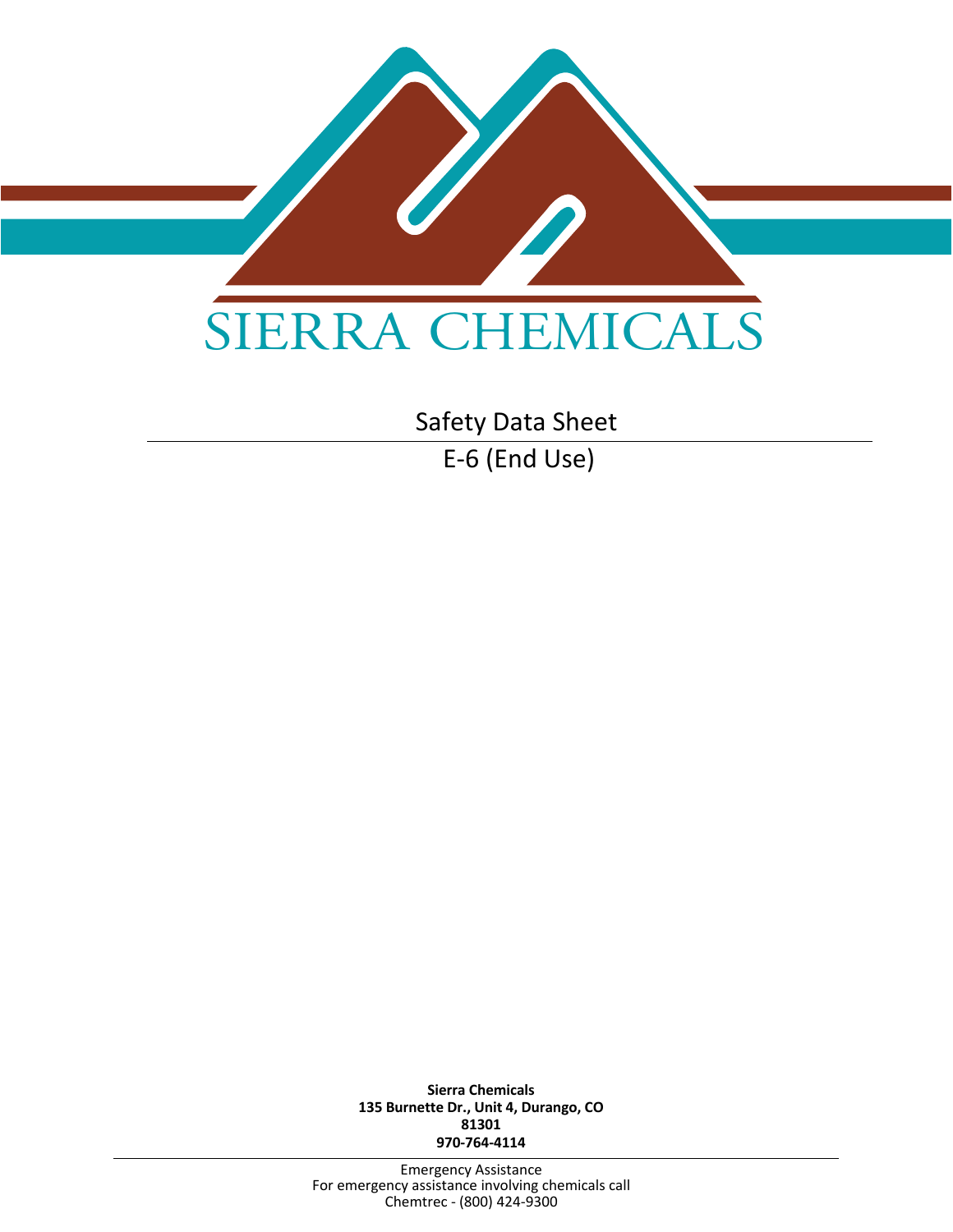SIERRA CHEMICALS

# Safety Data Sheet

## E-6 (End Use)

**Sierra Chemicals**
**135 Burnette Dr., Unit 4, Durango, CO**
**81301**
**970-764-4114**

Emergency Assistance
For emergency assistance involving chemicals call
Chemtrec - (800) 424-9300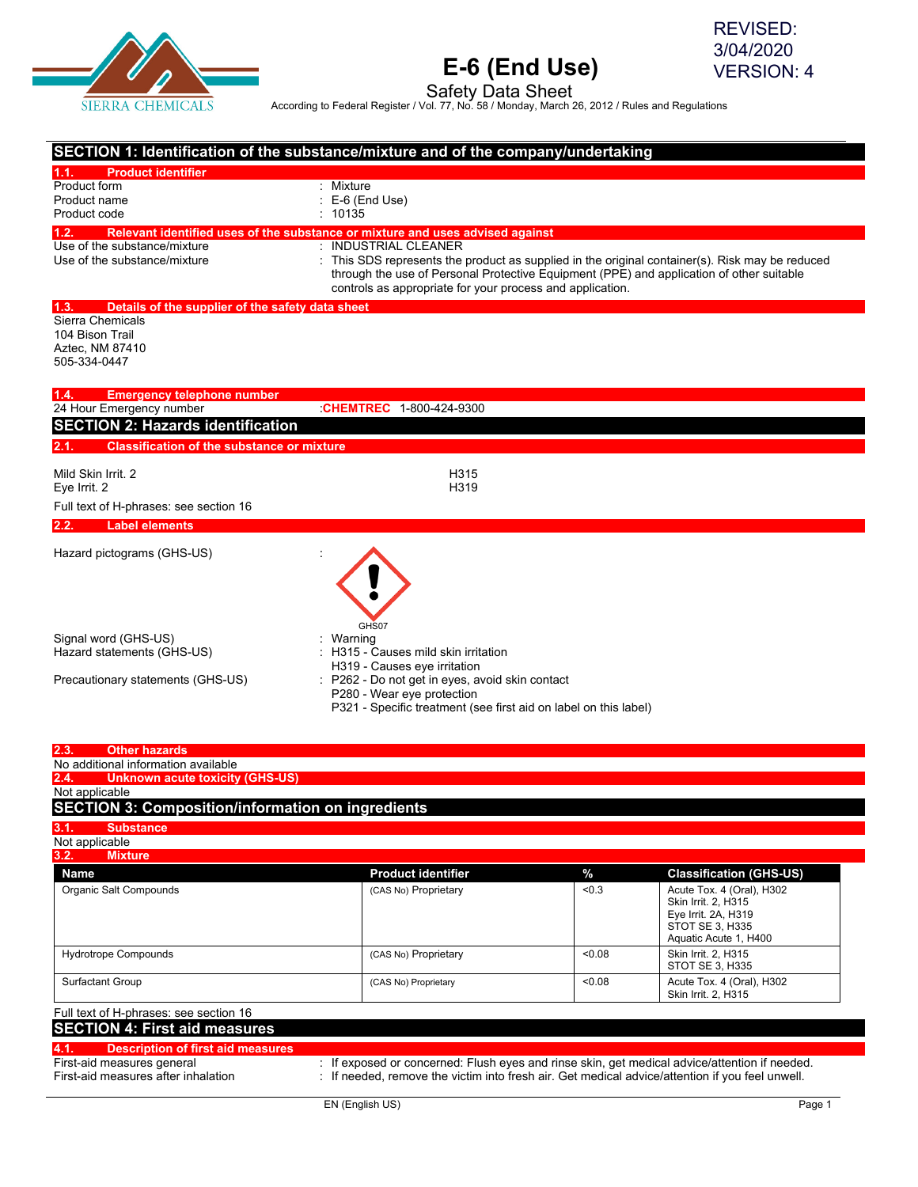# E-6 (End Use)

Safety Data Sheet

According to Federal Register / Vol. 77, No. 58 / Monday, March 26, 2012 / Rules and Regulations

REVISED: 3/04/2020
VERSION: 4

## SECTION 1: Identification of the substance/mixture and of the company/undertaking

### 1.1. Product identifier

| | |
|---|---|
| Product form | : Mixture |
| Product name | : E-6 (End Use) |
| Product code | : 10135 |

### 1.2. Relevant identified uses of the substance or mixture and uses advised against

| | |
|---|---|
| Use of the substance/mixture | : INDUSTRIAL CLEANER |
| Use of the substance/mixture | : This SDS represents the product as supplied in the original container(s). Risk may be reduced through the use of Personal Protective Equipment (PPE) and application of other suitable controls as appropriate for your process and application. |

### 1.3. Details of the supplier of the safety data sheet

Sierra Chemicals
104 Bison Trail
Aztec, NM 87410
505-334-0447

### 1.4. Emergency telephone number

| | |
|---|---|
| 24 Hour Emergency number | :CHEMTREC 1-800-424-9300 |

## SECTION 2: Hazards identification

### 2.1. Classification of the substance or mixture

| | |
|---|---|
| Mild Skin Irrit. 2 | H315 |
| Eye Irrit. 2 | H319 |

Full text of H-phrases: see section 16

### 2.2. Label elements

Hazard pictograms (GHS-US) :

GHS07

| | |
|---|---|
| Signal word (GHS-US) | : Warning |
| Hazard statements (GHS-US) | : H315 - Causes mild skin irritation<br>H319 - Causes eye irritation |
| Precautionary statements (GHS-US) | : P262 - Do not get in eyes, avoid skin contact<br>P280 - Wear eye protection<br>P321 - Specific treatment (see first aid on label on this label) |

### 2.3. Other hazards

No additional information available

### 2.4. Unknown acute toxicity (GHS-US)

Not applicable

## SECTION 3: Composition/information on ingredients

### 3.1. Substance

Not applicable

### 3.2. Mixture

| Name | Product identifier | % | Classification (GHS-US) |
|---|---|---|---|
| Organic Salt Compounds | (CAS No) Proprietary | <0.3 | Acute Tox. 4 (Oral), H302<br>Skin Irrit. 2, H315<br>Eye Irrit. 2A, H319<br>STOT SE 3, H335<br>Aquatic Acute 1, H400 |
| Hydrotrope Compounds | (CAS No) Proprietary | <0.08 | Skin Irrit. 2, H315<br>STOT SE 3, H335 |
| Surfactant Group | (CAS No) Proprietary | <0.08 | Acute Tox. 4 (Oral), H302<br>Skin Irrit. 2, H315 |

Full text of H-phrases: see section 16

## SECTION 4: First aid measures

### 4.1. Description of first aid measures

| | |
|---|---|
| First-aid measures general | : If exposed or concerned: Flush eyes and rinse skin, get medical advice/attention if needed. |
| First-aid measures after inhalation | : If needed, remove the victim into fresh air. Get medical advice/attention if you feel unwell. |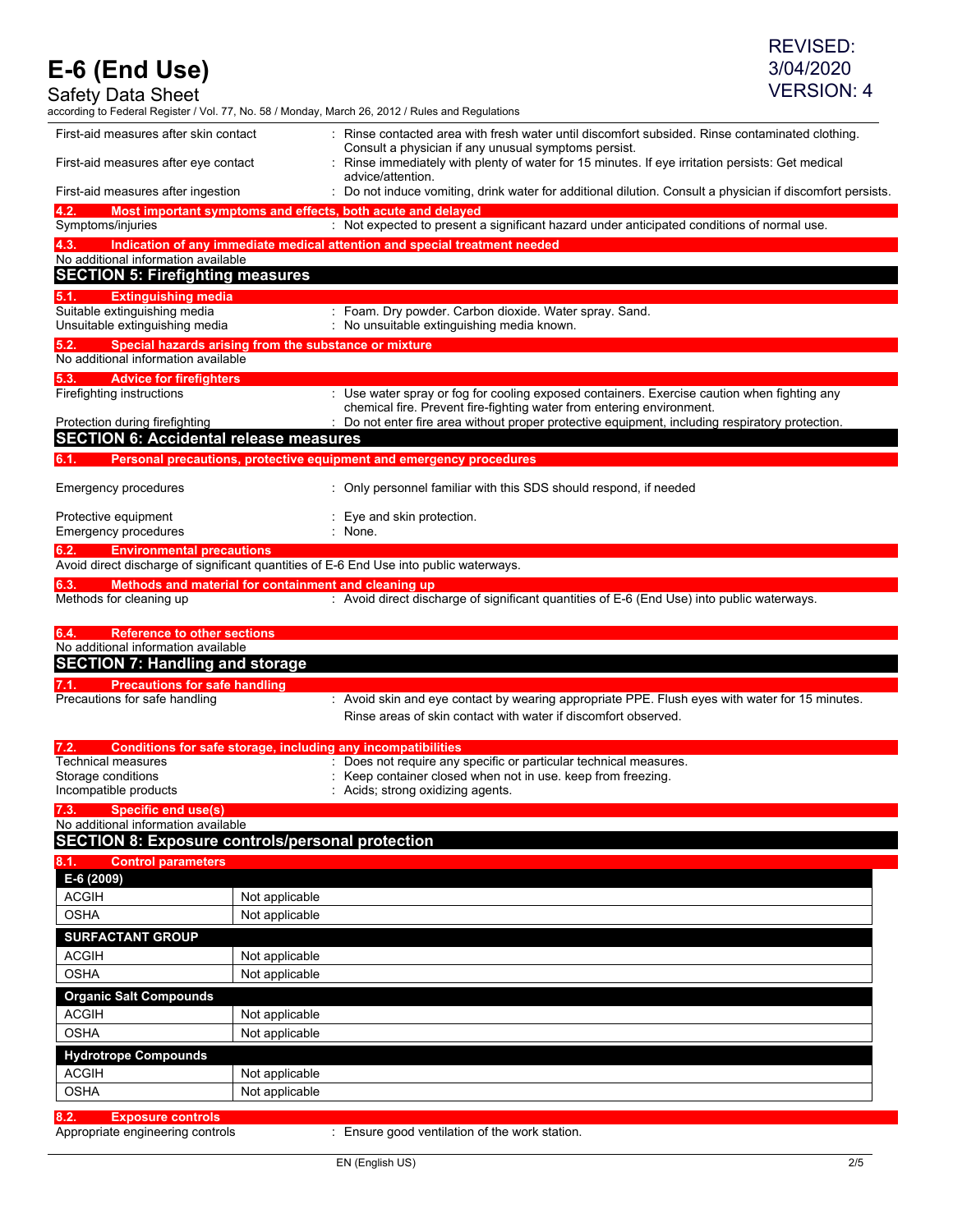First-aid measures after skin contact : Rinse contacted area with fresh water until discomfort subsided. Rinse contaminated clothing. Consult a physician if any unusual symptoms persist.

First-aid measures after eye contact : Rinse immediately with plenty of water for 15 minutes. If eye irritation persists: Get medical advice/attention.

First-aid measures after ingestion : Do not induce vomiting, drink water for additional dilution. Consult a physician if discomfort persists.

### 4.2. Most important symptoms and effects, both acute and delayed

Symptoms/injuries : Not expected to present a significant hazard under anticipated conditions of normal use.

### 4.3. Indication of any immediate medical attention and special treatment needed

No additional information available

## SECTION 5: Firefighting measures

### 5.1. Extinguishing media

Suitable extinguishing media : Foam. Dry powder. Carbon dioxide. Water spray. Sand.

Unsuitable extinguishing media : No unsuitable extinguishing media known.

### 5.2. Special hazards arising from the substance or mixture

No additional information available

### 5.3. Advice for firefighters

Firefighting instructions : Use water spray or fog for cooling exposed containers. Exercise caution when fighting any chemical fire. Prevent fire-fighting water from entering environment.

Protection during firefighting : Do not enter fire area without proper protective equipment, including respiratory protection.

## SECTION 6: Accidental release measures

### 6.1. Personal precautions, protective equipment and emergency procedures

Emergency procedures : Only personnel familiar with this SDS should respond, if needed

Protective equipment : Eye and skin protection.

Emergency procedures : None.

### 6.2. Environmental precautions

Avoid direct discharge of significant quantities of E-6 End Use into public waterways.

### 6.3. Methods and material for containment and cleaning up

Methods for cleaning up : Avoid direct discharge of significant quantities of E-6 (End Use) into public waterways.

### 6.4. Reference to other sections

No additional information available

## SECTION 7: Handling and storage

### 7.1. Precautions for safe handling

Precautions for safe handling : Avoid skin and eye contact by wearing appropriate PPE. Flush eyes with water for 15 minutes. Rinse areas of skin contact with water if discomfort observed.

### 7.2. Conditions for safe storage, including any incompatibilities

Technical measures : Does not require any specific or particular technical measures.

Storage conditions : Keep container closed when not in use. keep from freezing.

Incompatible products : Acids; strong oxidizing agents.

### 7.3. Specific end use(s)

No additional information available

## SECTION 8: Exposure controls/personal protection

### 8.1. Control parameters

| E-6 (2009) | |
|---|---|
| ACGIH | Not applicable |
| OSHA | Not applicable |

| SURFACTANT GROUP | |
|---|---|
| ACGIH | Not applicable |
| OSHA | Not applicable |

| Organic Salt Compounds | |
|---|---|
| ACGIH | Not applicable |
| OSHA | Not applicable |

| Hydrotrope Compounds | |
|---|---|
| ACGIH | Not applicable |
| OSHA | Not applicable |

### 8.2. Exposure controls

Appropriate engineering controls : Ensure good ventilation of the work station.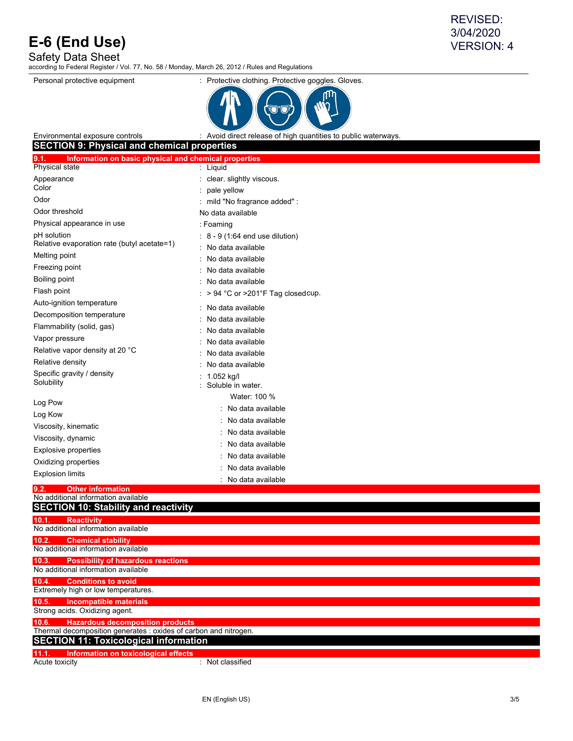| | |
|---|---|
| Personal protective equipment | : Protective clothing. Protective goggles. Gloves. |
| Environmental exposure controls | : Avoid direct release of high quantities to public waterways. |

## SECTION 9: Physical and chemical properties

### 9.1. Information on basic physical and chemical properties

| | |
|---|---|
| Physical state | : Liquid |
| Appearance | : clear. slightly viscous. |
| Color | : pale yellow |
| Odor | : mild "No fragrance added" : |
| Odor threshold | No data available |
| Physical appearance in use | : Foaming |
| pH solution | : 8 - 9 (1:64 end use dilution) |
| Relative evaporation rate (butyl acetate=1) | : No data available |
| Melting point | : No data available |
| Freezing point | : No data available |
| Boiling point | : No data available |
| Flash point | : > 94 °C or >201°F Tag closed cup. |
| Auto-ignition temperature | : No data available |
| Decomposition temperature | : No data available |
| Flammability (solid, gas) | : No data available |
| Vapor pressure | : No data available |
| Relative vapor density at 20 °C | : No data available |
| Relative density | : No data available |
| Specific gravity / density | : 1.052 kg/l |
| Solubility | : Soluble in water. Water: 100 % |
| Log Pow | : No data available |
| Log Kow | : No data available |
| Viscosity, kinematic | : No data available |
| Viscosity, dynamic | : No data available |
| Explosive properties | : No data available |
| Oxidizing properties | : No data available |
| Explosion limits | : No data available |

### 9.2. Other information

No additional information available

## SECTION 10: Stability and reactivity

### 10.1. Reactivity

No additional information available

### 10.2. Chemical stability

No additional information available

### 10.3. Possibility of hazardous reactions

No additional information available

### 10.4. Conditions to avoid

Extremely high or low temperatures.

### 10.5. Incompatible materials

Strong acids. Oxidizing agent.

### 10.6. Hazardous decomposition products

Thermal decomposition generates : oxides of carbon and nitrogen.

## SECTION 11: Toxicological information

### 11.1. Information on toxicological effects

| | |
|---|---|
| Acute toxicity | : Not classified |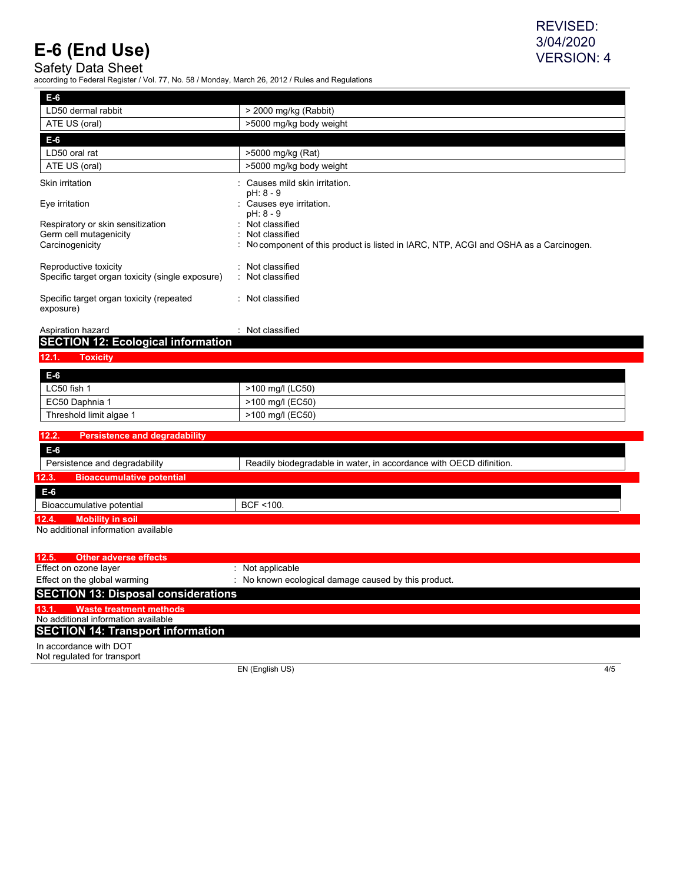| E-6 | |
|---|---|
| LD50 dermal rabbit | > 2000 mg/kg (Rabbit) |
| ATE US (oral) | >5000 mg/kg body weight |

| E-6 | |
|---|---|
| LD50 oral rat | >5000 mg/kg (Rat) |
| ATE US (oral) | >5000 mg/kg body weight |

Skin irritation : Causes mild skin irritation.
pH: 8 - 9

Eye irritation : Causes eye irritation.
pH: 8 - 9

Respiratory or skin sensitization : Not classified

Germ cell mutagenicity : Not classified

Carcinogenicity : No component of this product is listed in IARC, NTP, ACGI and OSHA as a Carcinogen.

Reproductive toxicity : Not classified

Specific target organ toxicity (single exposure) : Not classified

Specific target organ toxicity (repeated exposure) : Not classified

Aspiration hazard : Not classified

## SECTION 12: Ecological information

### 12.1. Toxicity

| E-6 | |
|---|---|
| LC50 fish 1 | >100 mg/l (LC50) |
| EC50 Daphnia 1 | >100 mg/l (EC50) |
| Threshold limit algae 1 | >100 mg/l (EC50) |

### 12.2. Persistence and degradability

| E-6 | |
|---|---|
| Persistence and degradability | Readily biodegradable in water, in accordance with OECD difinition. |

### 12.3. Bioaccumulative potential

| E-6 | |
|---|---|
| Bioaccumulative potential | BCF <100. |

### 12.4. Mobility in soil

No additional information available

### 12.5. Other adverse effects

Effect on ozone layer : Not applicable

Effect on the global warming : No known ecological damage caused by this product.

## SECTION 13: Disposal considerations

### 13.1. Waste treatment methods

No additional information available

## SECTION 14: Transport information

In accordance with DOT
Not regulated for transport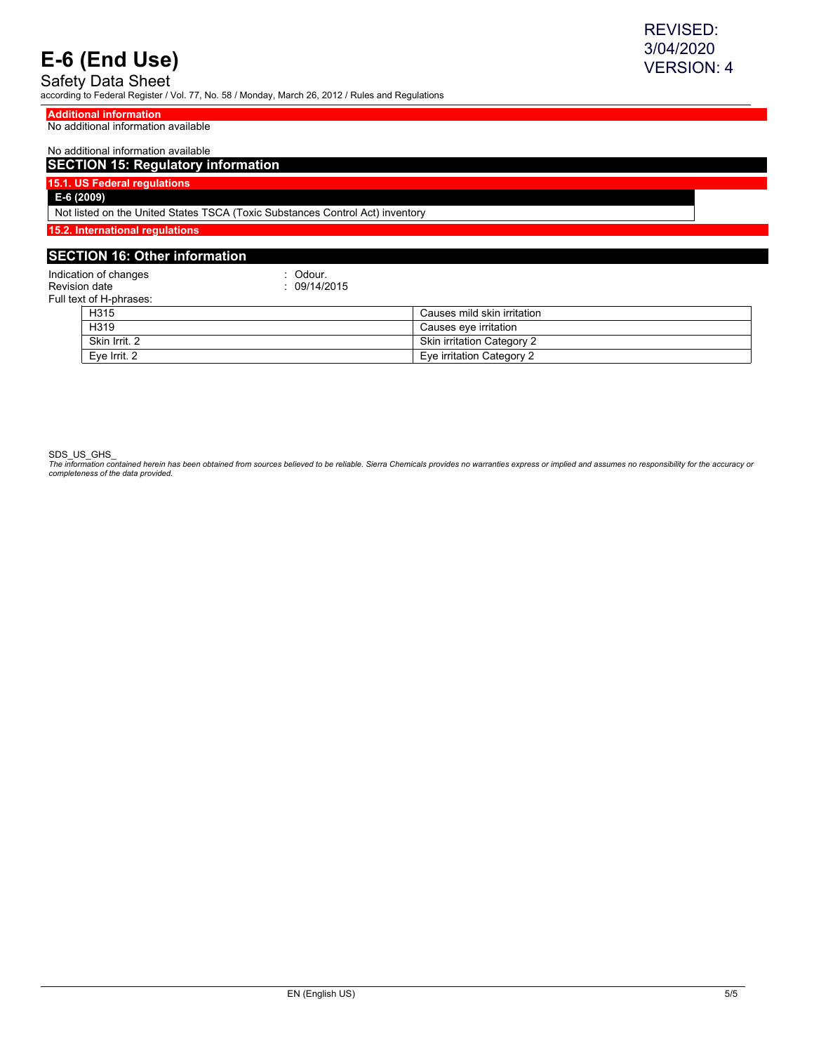#### Additional information

No additional information available

No additional information available

## SECTION 15: Regulatory information

### 15.1. US Federal regulations

**E-6 (2009)**

Not listed on the United States TSCA (Toxic Substances Control Act) inventory

### 15.2. International regulations

## SECTION 16: Other information

Indication of changes : Odour.
Revision date : 09/14/2015
Full text of H-phrases:

| | |
|---|---|
| H315 | Causes mild skin irritation |
| H319 | Causes eye irritation |
| Skin Irrit. 2 | Skin irritation Category 2 |
| Eye Irrit. 2 | Eye irritation Category 2 |

SDS_US_GHS_

*The information contained herein has been obtained from sources believed to be reliable. Sierra Chemicals provides no warranties express or implied and assumes no responsibility for the accuracy or completeness of the data provided.*